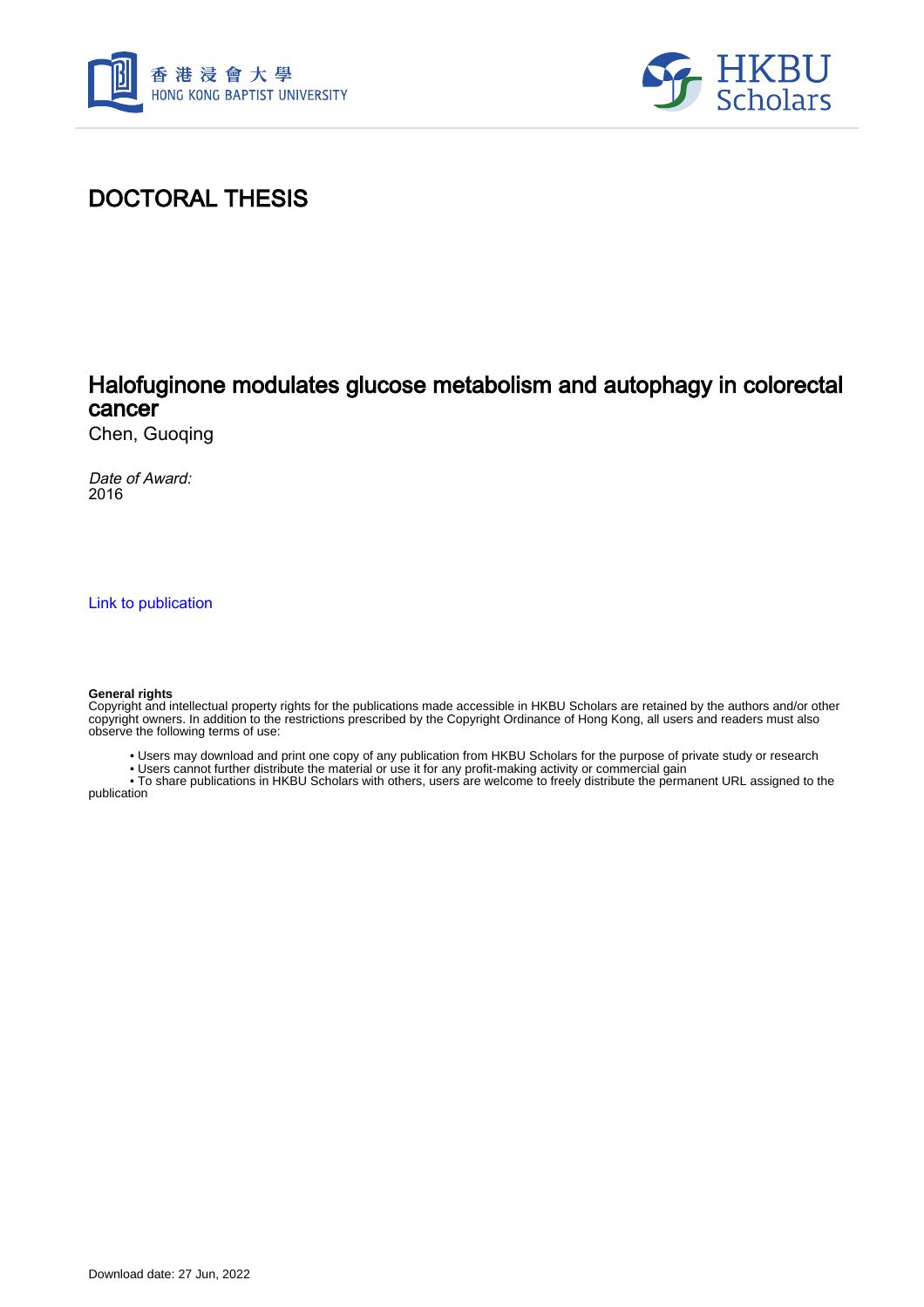# DOCTORAL THESIS

## Halofuginone modulates glucose metabolism and autophagy in colorectal cancer

Chen, Guoqing

*Date of Award:*
2016

Link to publication

**General rights**
Copyright and intellectual property rights for the publications made accessible in HKBU Scholars are retained by the authors and/or other copyright owners. In addition to the restrictions prescribed by the Copyright Ordinance of Hong Kong, all users and readers must also observe the following terms of use:

- Users may download and print one copy of any publication from HKBU Scholars for the purpose of private study or research
- Users cannot further distribute the material or use it for any profit-making activity or commercial gain
- To share publications in HKBU Scholars with others, users are welcome to freely distribute the permanent URL assigned to the publication

Download date: 27 Jun, 2022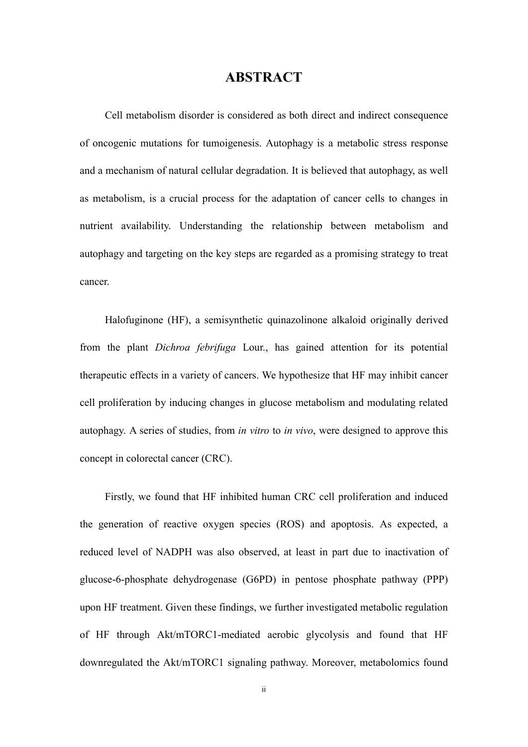# ABSTRACT

Cell metabolism disorder is considered as both direct and indirect consequence of oncogenic mutations for tumoigenesis. Autophagy is a metabolic stress response and a mechanism of natural cellular degradation. It is believed that autophagy, as well as metabolism, is a crucial process for the adaptation of cancer cells to changes in nutrient availability. Understanding the relationship between metabolism and autophagy and targeting on the key steps are regarded as a promising strategy to treat cancer.

Halofuginone (HF), a semisynthetic quinazolinone alkaloid originally derived from the plant *Dichroa febrifuga* Lour., has gained attention for its potential therapeutic effects in a variety of cancers. We hypothesize that HF may inhibit cancer cell proliferation by inducing changes in glucose metabolism and modulating related autophagy. A series of studies, from *in vitro* to *in vivo*, were designed to approve this concept in colorectal cancer (CRC).

Firstly, we found that HF inhibited human CRC cell proliferation and induced the generation of reactive oxygen species (ROS) and apoptosis. As expected, a reduced level of NADPH was also observed, at least in part due to inactivation of glucose-6-phosphate dehydrogenase (G6PD) in pentose phosphate pathway (PPP) upon HF treatment. Given these findings, we further investigated metabolic regulation of HF through Akt/mTORC1-mediated aerobic glycolysis and found that HF downregulated the Akt/mTORC1 signaling pathway. Moreover, metabolomics found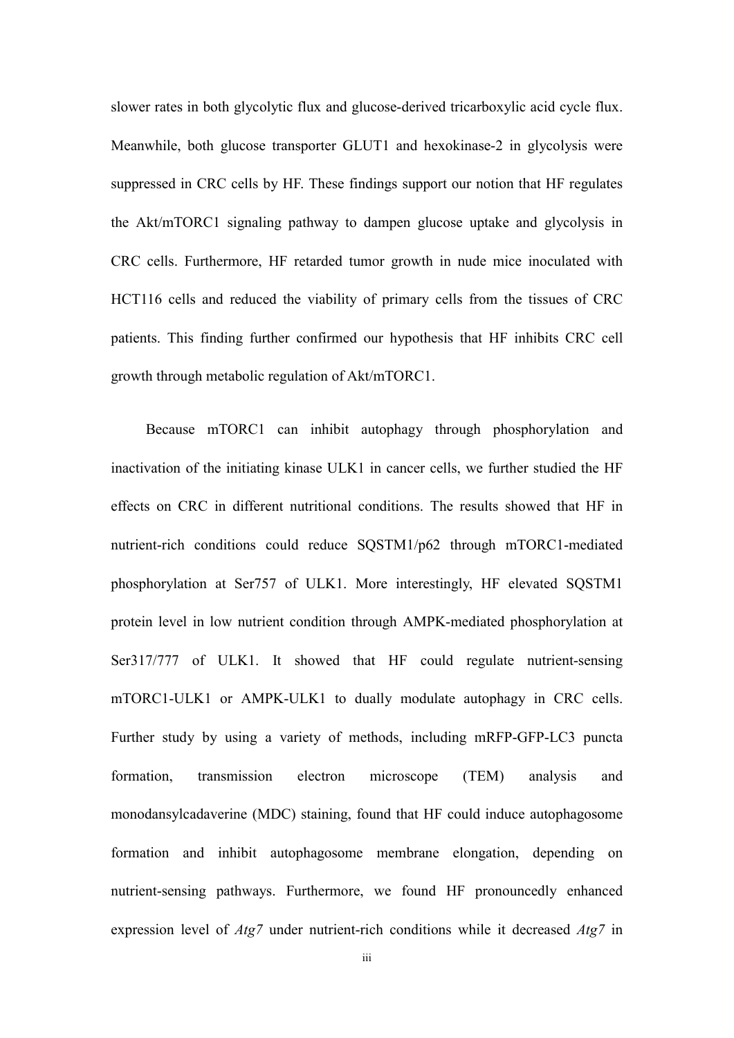slower rates in both glycolytic flux and glucose-derived tricarboxylic acid cycle flux. Meanwhile, both glucose transporter GLUT1 and hexokinase-2 in glycolysis were suppressed in CRC cells by HF. These findings support our notion that HF regulates the Akt/mTORC1 signaling pathway to dampen glucose uptake and glycolysis in CRC cells. Furthermore, HF retarded tumor growth in nude mice inoculated with HCT116 cells and reduced the viability of primary cells from the tissues of CRC patients. This finding further confirmed our hypothesis that HF inhibits CRC cell growth through metabolic regulation of Akt/mTORC1.

Because mTORC1 can inhibit autophagy through phosphorylation and inactivation of the initiating kinase ULK1 in cancer cells, we further studied the HF effects on CRC in different nutritional conditions. The results showed that HF in nutrient-rich conditions could reduce SQSTM1/p62 through mTORC1-mediated phosphorylation at Ser757 of ULK1. More interestingly, HF elevated SQSTM1 protein level in low nutrient condition through AMPK-mediated phosphorylation at Ser317/777 of ULK1. It showed that HF could regulate nutrient-sensing mTORC1-ULK1 or AMPK-ULK1 to dually modulate autophagy in CRC cells. Further study by using a variety of methods, including mRFP-GFP-LC3 puncta formation, transmission electron microscope (TEM) analysis and monodansylcadaverine (MDC) staining, found that HF could induce autophagosome formation and inhibit autophagosome membrane elongation, depending on nutrient-sensing pathways. Furthermore, we found HF pronouncedly enhanced expression level of *Atg7* under nutrient-rich conditions while it decreased *Atg7* in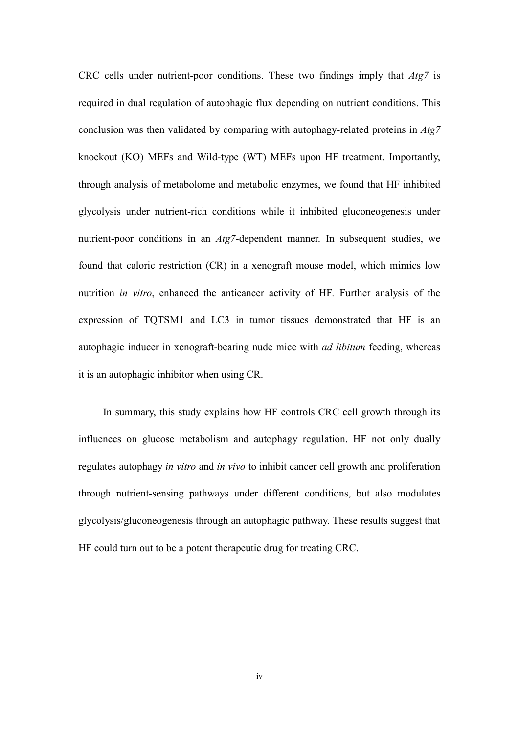CRC cells under nutrient-poor conditions. These two findings imply that *Atg7* is required in dual regulation of autophagic flux depending on nutrient conditions. This conclusion was then validated by comparing with autophagy-related proteins in *Atg7* knockout (KO) MEFs and Wild-type (WT) MEFs upon HF treatment. Importantly, through analysis of metabolome and metabolic enzymes, we found that HF inhibited glycolysis under nutrient-rich conditions while it inhibited gluconeogenesis under nutrient-poor conditions in an *Atg7*-dependent manner. In subsequent studies, we found that caloric restriction (CR) in a xenograft mouse model, which mimics low nutrition *in vitro*, enhanced the anticancer activity of HF. Further analysis of the expression of TQTSM1 and LC3 in tumor tissues demonstrated that HF is an autophagic inducer in xenograft-bearing nude mice with *ad libitum* feeding, whereas it is an autophagic inhibitor when using CR.

In summary, this study explains how HF controls CRC cell growth through its influences on glucose metabolism and autophagy regulation. HF not only dually regulates autophagy *in vitro* and *in vivo* to inhibit cancer cell growth and proliferation through nutrient-sensing pathways under different conditions, but also modulates glycolysis/gluconeogenesis through an autophagic pathway. These results suggest that HF could turn out to be a potent therapeutic drug for treating CRC.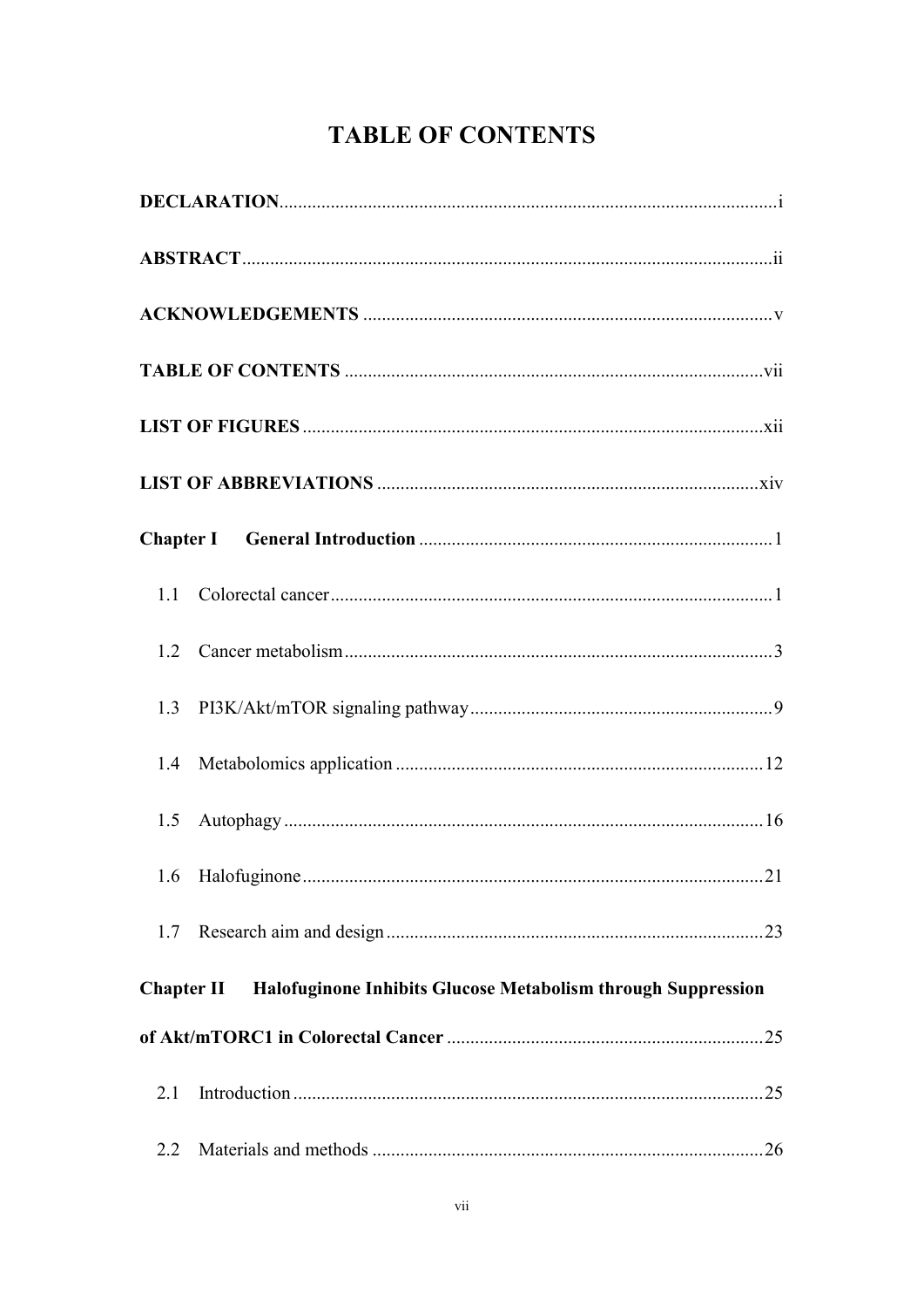# TABLE OF CONTENTS

**DECLARATION** .......... i

**ABSTRACT** .......... ii

**ACKNOWLEDGEMENTS** .......... v

**TABLE OF CONTENTS** .......... vii

**LIST OF FIGURES** .......... xii

**LIST OF ABBREVIATIONS** .......... xiv

**Chapter I General Introduction** .......... 1

1.1 Colorectal cancer .......... 1

1.2 Cancer metabolism .......... 3

1.3 PI3K/Akt/mTOR signaling pathway .......... 9

1.4 Metabolomics application .......... 12

1.5 Autophagy .......... 16

1.6 Halofuginone .......... 21

1.7 Research aim and design .......... 23

**Chapter II Halofuginone Inhibits Glucose Metabolism through Suppression of Akt/mTORC1 in Colorectal Cancer** .......... 25

2.1 Introduction .......... 25

2.2 Materials and methods .......... 26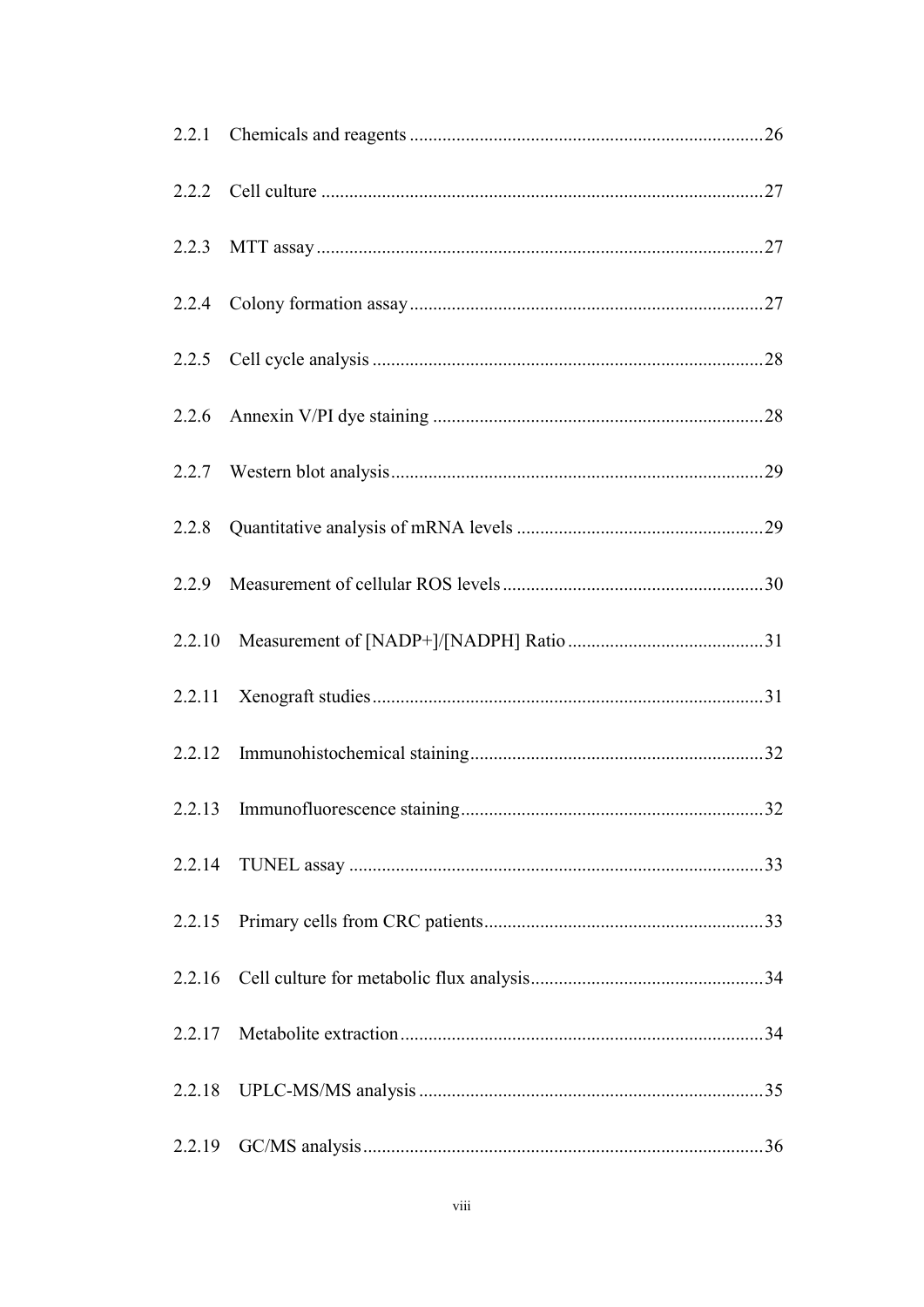2.2.1 Chemicals and reagents ....................................................................26

2.2.2 Cell culture ..............................................................................................27

2.2.3 MTT assay ...............................................................................................27

2.2.4 Colony formation assay ..........................................................................27

2.2.5 Cell cycle analysis ...................................................................................28

2.2.6 Annexin V/PI dye staining ......................................................................28

2.2.7 Western blot analysis ...............................................................................29

2.2.8 Quantitative analysis of mRNA levels ....................................................29

2.2.9 Measurement of cellular ROS levels .......................................................30

2.2.10 Measurement of [NADP+]/[NADPH] Ratio .........................................31

2.2.11 Xenograft studies ..................................................................................31

2.2.12 Immunohistochemical staining .............................................................32

2.2.13 Immunofluorescence staining ...............................................................32

2.2.14 TUNEL assay .......................................................................................33

2.2.15 Primary cells from CRC patients ...........................................................33

2.2.16 Cell culture for metabolic flux analysis .................................................34

2.2.17 Metabolite extraction .............................................................................34

2.2.18 UPLC-MS/MS analysis .........................................................................35

2.2.19 GC/MS analysis .....................................................................................36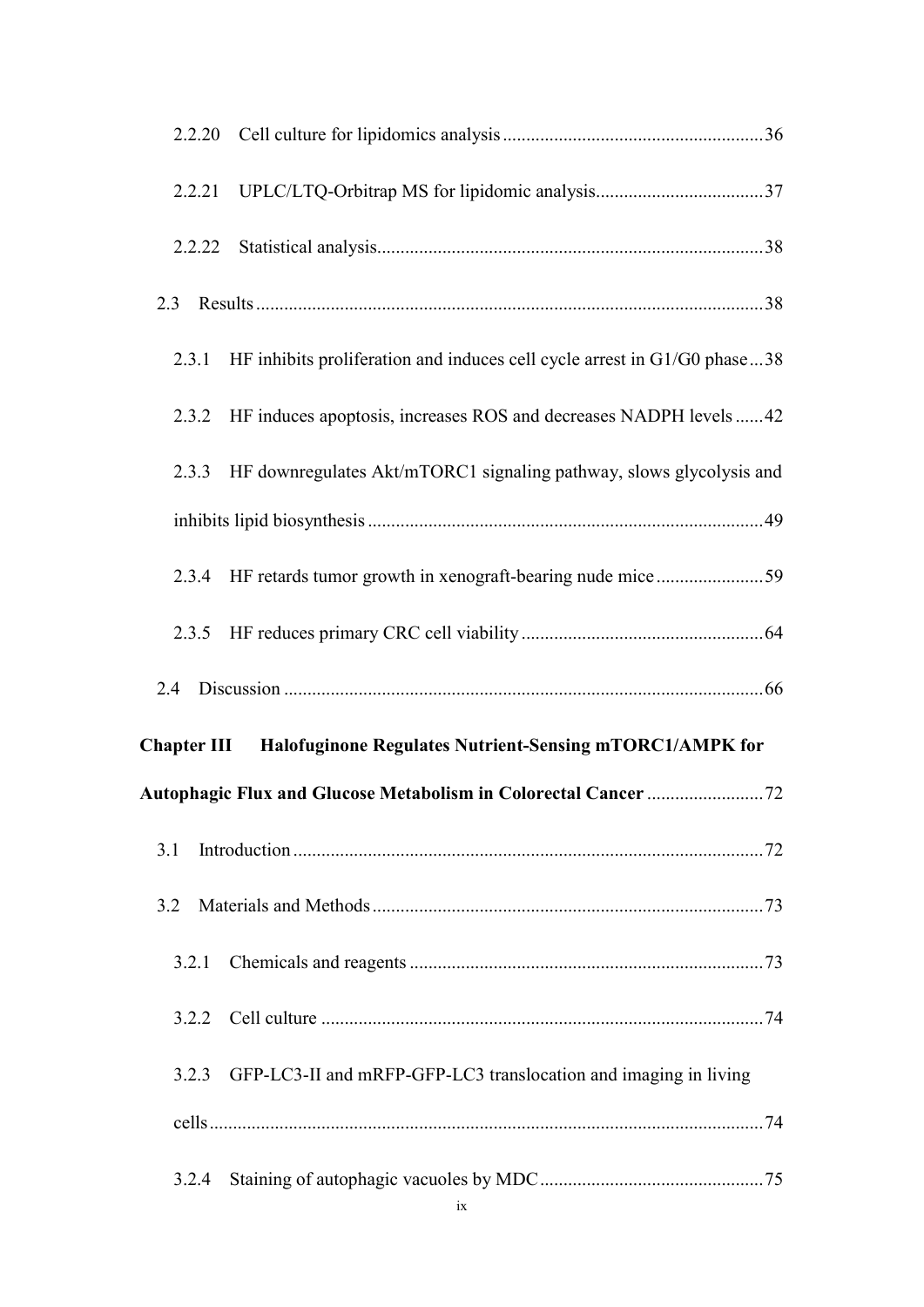2.2.20 Cell culture for lipidomics analysis ........................................................36

2.2.21 UPLC/LTQ-Orbitrap MS for lipidomic analysis....................................37

2.2.22 Statistical analysis..................................................................................38

2.3 Results ............................................................................................................38

2.3.1 HF inhibits proliferation and induces cell cycle arrest in G1/G0 phase...38

2.3.2 HF induces apoptosis, increases ROS and decreases NADPH levels ......42

2.3.3 HF downregulates Akt/mTORC1 signaling pathway, slows glycolysis and inhibits lipid biosynthesis ....................................................................................49

2.3.4 HF retards tumor growth in xenograft-bearing nude mice .......................59

2.3.5 HF reduces primary CRC cell viability ....................................................64

2.4 Discussion ......................................................................................................66

**Chapter III Halofuginone Regulates Nutrient-Sensing mTORC1/AMPK for Autophagic Flux and Glucose Metabolism in Colorectal Cancer** .........................72

3.1 Introduction ....................................................................................................72

3.2 Materials and Methods ...................................................................................73

3.2.1 Chemicals and reagents ...........................................................................73

3.2.2 Cell culture ..............................................................................................74

3.2.3 GFP-LC3-II and mRFP-GFP-LC3 translocation and imaging in living cells......................................................................................................................74

3.2.4 Staining of autophagic vacuoles by MDC ................................................75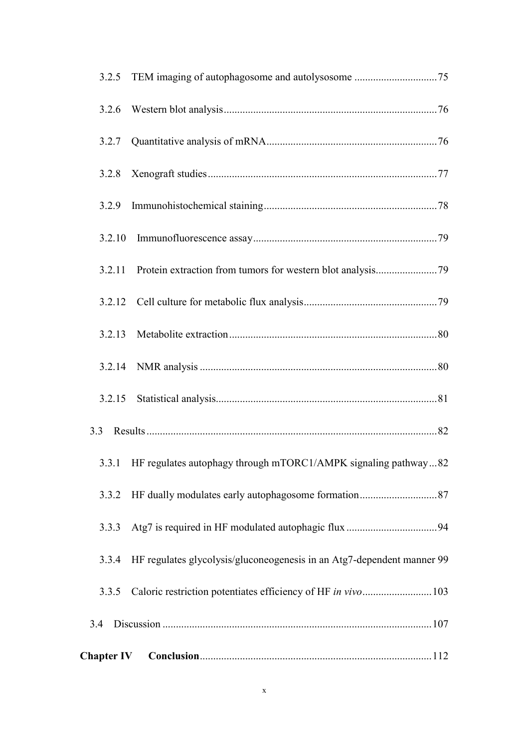3.2.5 TEM imaging of autophagosome and autolysosome ............................... 75

3.2.6 Western blot analysis ............................................................................... 76

3.2.7 Quantitative analysis of mRNA ............................................................... 76

3.2.8 Xenograft studies ..................................................................................... 77

3.2.9 Immunohistochemical staining ................................................................ 78

3.2.10 Immunofluorescence assay .................................................................... 79

3.2.11 Protein extraction from tumors for western blot analysis ....................... 79

3.2.12 Cell culture for metabolic flux analysis ................................................. 79

3.2.13 Metabolite extraction ............................................................................. 80

3.2.14 NMR analysis ........................................................................................ 80

3.2.15 Statistical analysis .................................................................................. 81

3.3 Results ............................................................................................................ 82

3.3.1 HF regulates autophagy through mTORC1/AMPK signaling pathway ... 82

3.3.2 HF dually modulates early autophagosome formation ............................ 87

3.3.3 Atg7 is required in HF modulated autophagic flux ................................. 94

3.3.4 HF regulates glycolysis/gluconeogenesis in an Atg7-dependent manner 99

3.3.5 Caloric restriction potentiates efficiency of HF *in vivo* .......................... 103

3.4 Discussion .................................................................................................... 107

**Chapter IV Conclusion** ...................................................................................... 112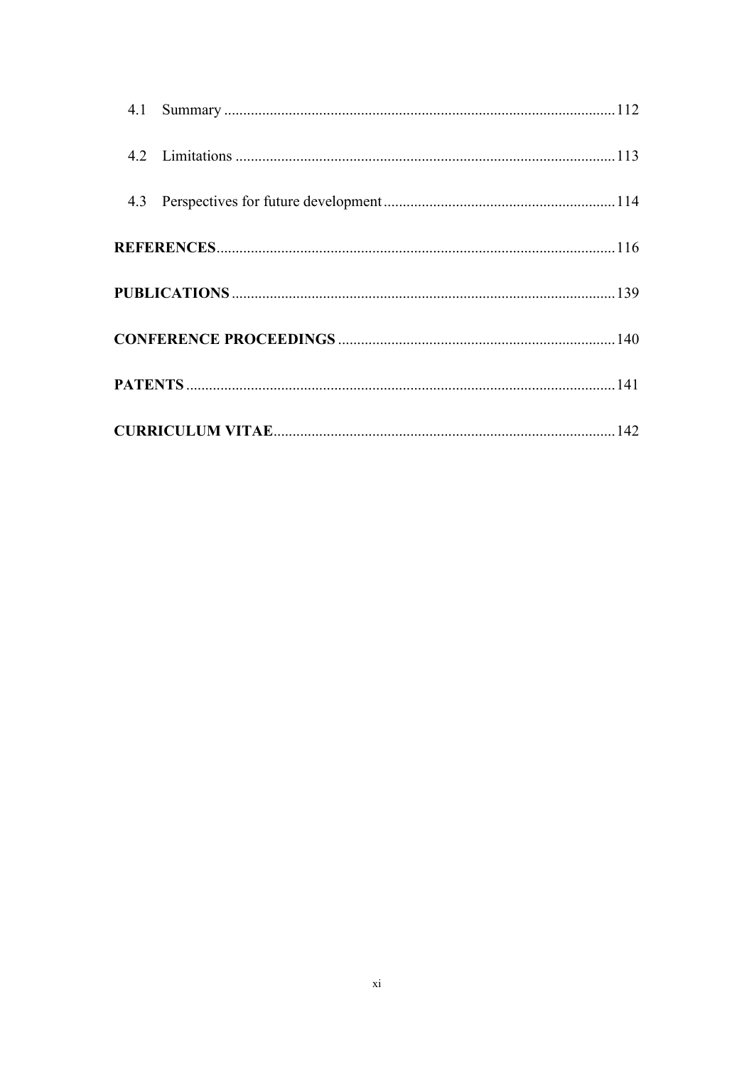4.1 Summary ....................................................................................................... 112

4.2 Limitations .................................................................................................... 113

4.3 Perspectives for future development ............................................................. 114

**REFERENCES** ........................................................................................................ 116

**PUBLICATIONS** .................................................................................................... 139

**CONFERENCE PROCEEDINGS** ........................................................................ 140

**PATENTS** ................................................................................................................ 141

**CURRICULUM VITAE** ......................................................................................... 142